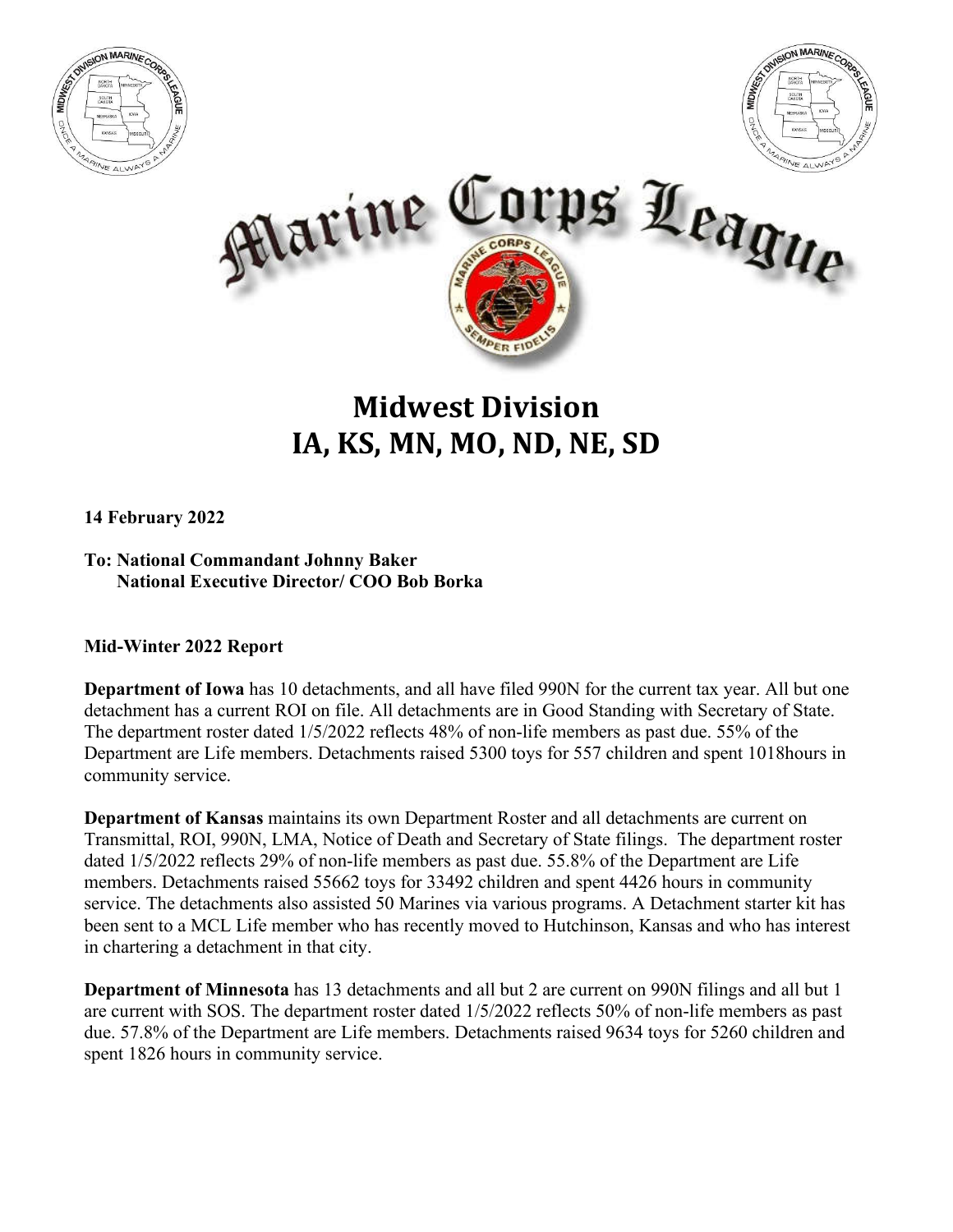# Marine Corps League

## Midwest Division
## IA, KS, MN, MO, ND, NE, SD

**14 February 2022**

**To: National Commandant Johnny Baker**
**National Executive Director/ COO Bob Borka**

**Mid-Winter 2022 Report**

**Department of Iowa** has 10 detachments, and all have filed 990N for the current tax year. All but one detachment has a current ROI on file. All detachments are in Good Standing with Secretary of State. The department roster dated 1/5/2022 reflects 48% of non-life members as past due. 55% of the Department are Life members. Detachments raised 5300 toys for 557 children and spent 1018hours in community service.

**Department of Kansas** maintains its own Department Roster and all detachments are current on Transmittal, ROI, 990N, LMA, Notice of Death and Secretary of State filings. The department roster dated 1/5/2022 reflects 29% of non-life members as past due. 55.8% of the Department are Life members. Detachments raised 55662 toys for 33492 children and spent 4426 hours in community service. The detachments also assisted 50 Marines via various programs. A Detachment starter kit has been sent to a MCL Life member who has recently moved to Hutchinson, Kansas and who has interest in chartering a detachment in that city.

**Department of Minnesota** has 13 detachments and all but 2 are current on 990N filings and all but 1 are current with SOS. The department roster dated 1/5/2022 reflects 50% of non-life members as past due. 57.8% of the Department are Life members. Detachments raised 9634 toys for 5260 children and spent 1826 hours in community service.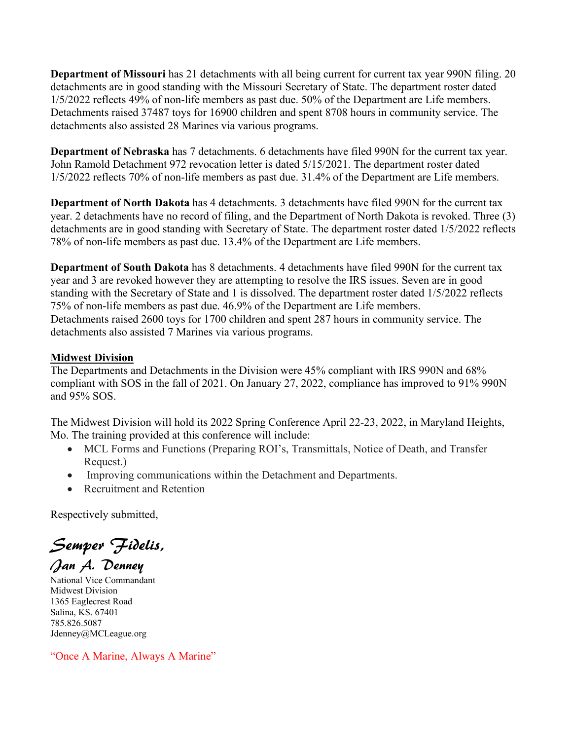**Department of Missouri** has 21 detachments with all being current for current tax year 990N filing. 20 detachments are in good standing with the Missouri Secretary of State. The department roster dated 1/5/2022 reflects 49% of non-life members as past due. 50% of the Department are Life members. Detachments raised 37487 toys for 16900 children and spent 8708 hours in community service. The detachments also assisted 28 Marines via various programs.

**Department of Nebraska** has 7 detachments. 6 detachments have filed 990N for the current tax year. John Ramold Detachment 972 revocation letter is dated 5/15/2021. The department roster dated 1/5/2022 reflects 70% of non-life members as past due. 31.4% of the Department are Life members.

**Department of North Dakota** has 4 detachments. 3 detachments have filed 990N for the current tax year. 2 detachments have no record of filing, and the Department of North Dakota is revoked. Three (3) detachments are in good standing with Secretary of State. The department roster dated 1/5/2022 reflects 78% of non-life members as past due. 13.4% of the Department are Life members.

**Department of South Dakota** has 8 detachments. 4 detachments have filed 990N for the current tax year and 3 are revoked however they are attempting to resolve the IRS issues. Seven are in good standing with the Secretary of State and 1 is dissolved. The department roster 1/5/2022 reflects 75% of non-life members as past due. 46.9% of the Department are Life members.
Detachments raised 2600 toys for 1700 children and spent 287 hours in community service. The detachments also assisted 7 Marines via various programs.

**Midwest Division**

The Departments and Detachments in the Division were 45% compliant with IRS 990N and 68% compliant with SOS in the fall of 2021. On January 27, 2022, compliance has improved to 91% 990N and 95% SOS.

The Midwest Division will hold its 2022 Spring Conference April 22-23, 2022, in Maryland Heights, Mo. The training provided at this conference will include:

- MCL Forms and Functions (Preparing ROI's, Transmittals, Notice of Death, and Transfer Request.)
- Improving communications within the Detachment and Departments.
- Recruitment and Retention

Respectively submitted,

*Semper Fidelis,*

*Jan A. Denney*

National Vice Commandant
Midwest Division
1365 Eaglecrest Road
Salina, KS. 67401
785.826.5087
Jdenney@MCLeague.org

"Once A Marine, Always A Marine"